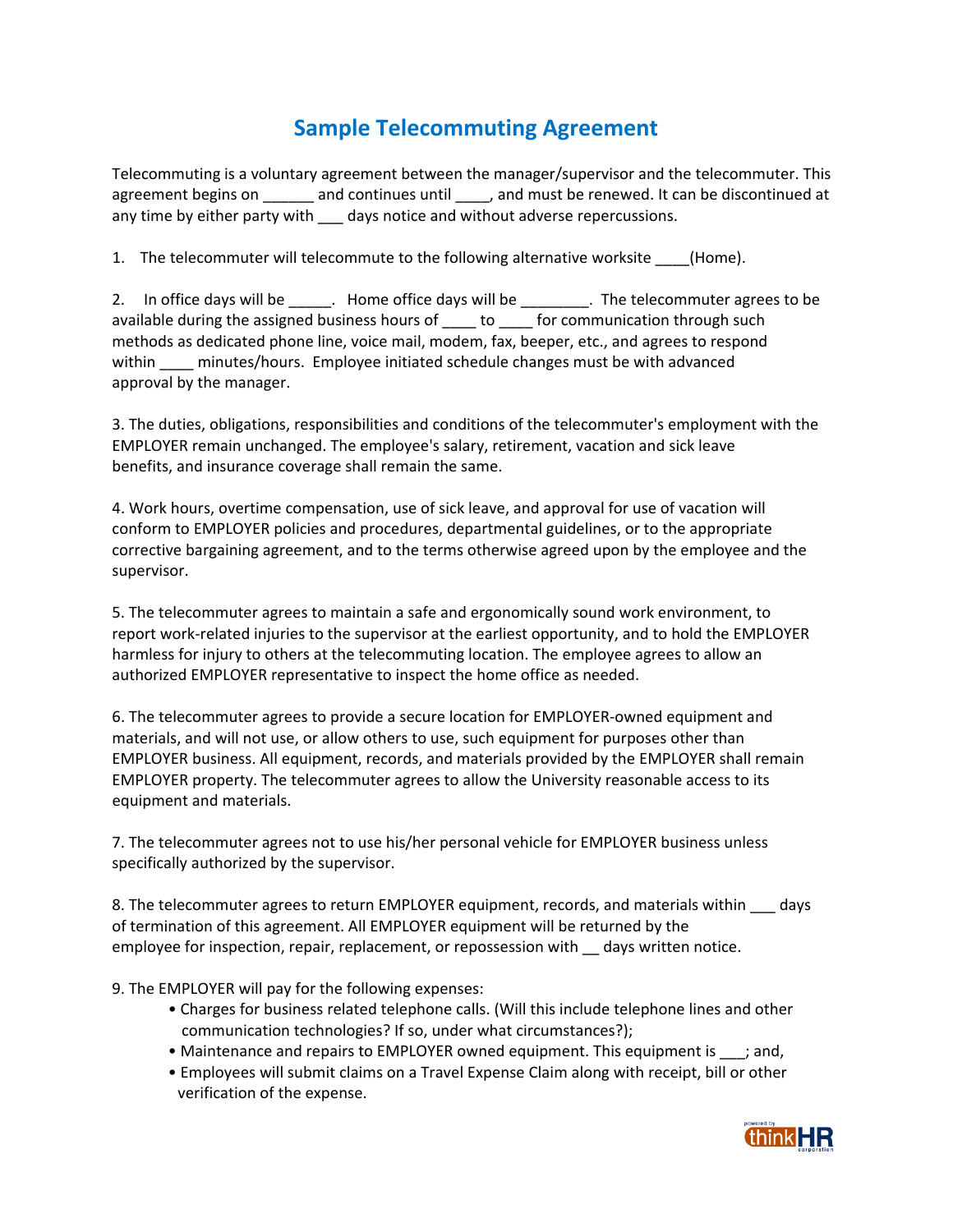# Sample Telecommuting Agreement

Telecommuting is a voluntary agreement between the manager/supervisor and the telecommuter. This agreement begins on ______ and continues until ____, and must be renewed. It can be discontinued at any time by either party with ___ days notice and without adverse repercussions.

1. The telecommuter will telecommute to the following alternative worksite ____(Home).

2. In office days will be _____. Home office days will be ________. The telecommuter agrees to be available during the assigned business hours of ____ to ____ for communication through such methods as dedicated phone line, voice mail, modem, fax, beeper, etc., and agrees to respond within ____ minutes/hours. Employee initiated schedule changes must be with advanced approval by the manager.

3. The duties, obligations, responsibilities and conditions of the telecommuter's employment with the EMPLOYER remain unchanged. The employee's salary, retirement, vacation and sick leave benefits, and insurance coverage shall remain the same.

4. Work hours, overtime compensation, use of sick leave, and approval for use of vacation will conform to EMPLOYER policies and procedures, departmental guidelines, or to the appropriate corrective bargaining agreement, and to the terms otherwise agreed upon by the employee and the supervisor.

5. The telecommuter agrees to maintain a safe and ergonomically sound work environment, to report work-related injuries to the supervisor at the earliest opportunity, and to hold the EMPLOYER harmless for injury to others at the telecommuting location. The employee agrees to allow an authorized EMPLOYER representative to inspect the home office as needed.

6. The telecommuter agrees to provide a secure location for EMPLOYER-owned equipment and materials, and will not use, or allow others to use, such equipment for purposes other than EMPLOYER business. All equipment, records, and materials provided by the EMPLOYER shall remain EMPLOYER property. The telecommuter agrees to allow the University reasonable access to its equipment and materials.

7. The telecommuter agrees not to use his/her personal vehicle for EMPLOYER business unless specifically authorized by the supervisor.

8. The telecommuter agrees to return EMPLOYER equipment, records, and materials within ___ days of termination of this agreement. All EMPLOYER equipment will be returned by the employee for inspection, repair, replacement, or repossession with __ days written notice.

9. The EMPLOYER will pay for the following expenses:
   - Charges for business related telephone calls. (Will this include telephone lines and other communication technologies? If so, under what circumstances?);
   - Maintenance and repairs to EMPLOYER owned equipment. This equipment is ___; and,
   - Employees will submit claims on a Travel Expense Claim along with receipt, bill or other verification of the expense.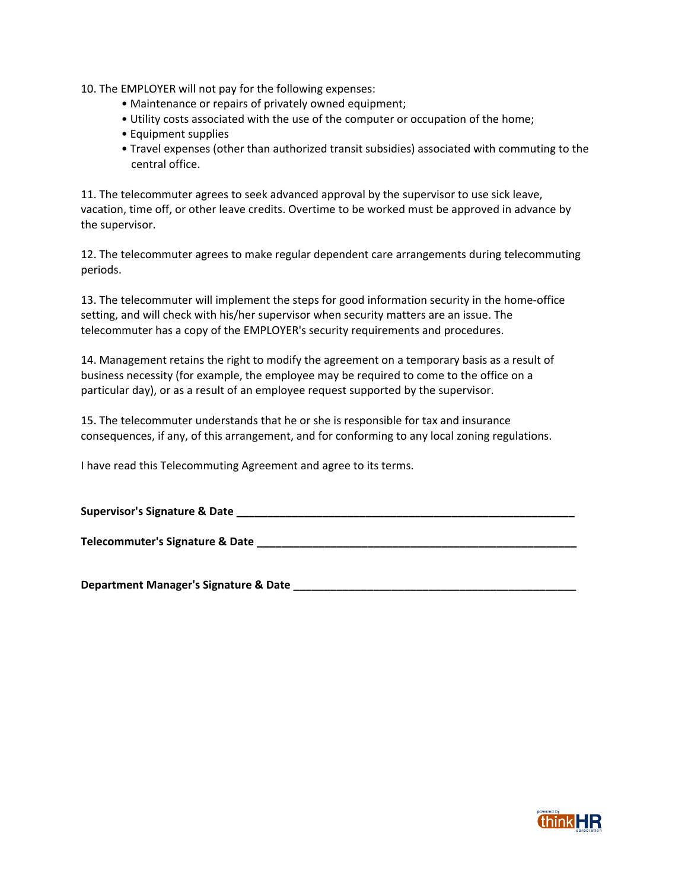10. The EMPLOYER will not pay for the following expenses:
   - Maintenance or repairs of privately owned equipment;
   - Utility costs associated with the use of the computer or occupation of the home;
   - Equipment supplies
   - Travel expenses (other than authorized transit subsidies) associated with commuting to the central office.

11. The telecommuter agrees to seek advanced approval by the supervisor to use sick leave, vacation, time off, or other leave credits. Overtime to be worked must be approved in advance by the supervisor.

12. The telecommuter agrees to make regular dependent care arrangements during telecommuting periods.

13. The telecommuter will implement the steps for good information security in the home-office setting, and will check with his/her supervisor when security matters are an issue. The telecommuter has a copy of the EMPLOYER's security requirements and procedures.

14. Management retains the right to modify the agreement on a temporary basis as a result of business necessity (for example, the employee may be required to come to the office on a particular day), or as a result of an employee request supported by the supervisor.

15. The telecommuter understands that he or she is responsible for tax and insurance consequences, if any, of this arrangement, and for conforming to any local zoning regulations.

I have read this Telecommuting Agreement and agree to its terms.

**Supervisor's Signature & Date** ______________________________________________________

**Telecommuter's Signature & Date** ____________________________________________________

**Department Manager's Signature & Date** ______________________________________________

powered by thinkHR corporation